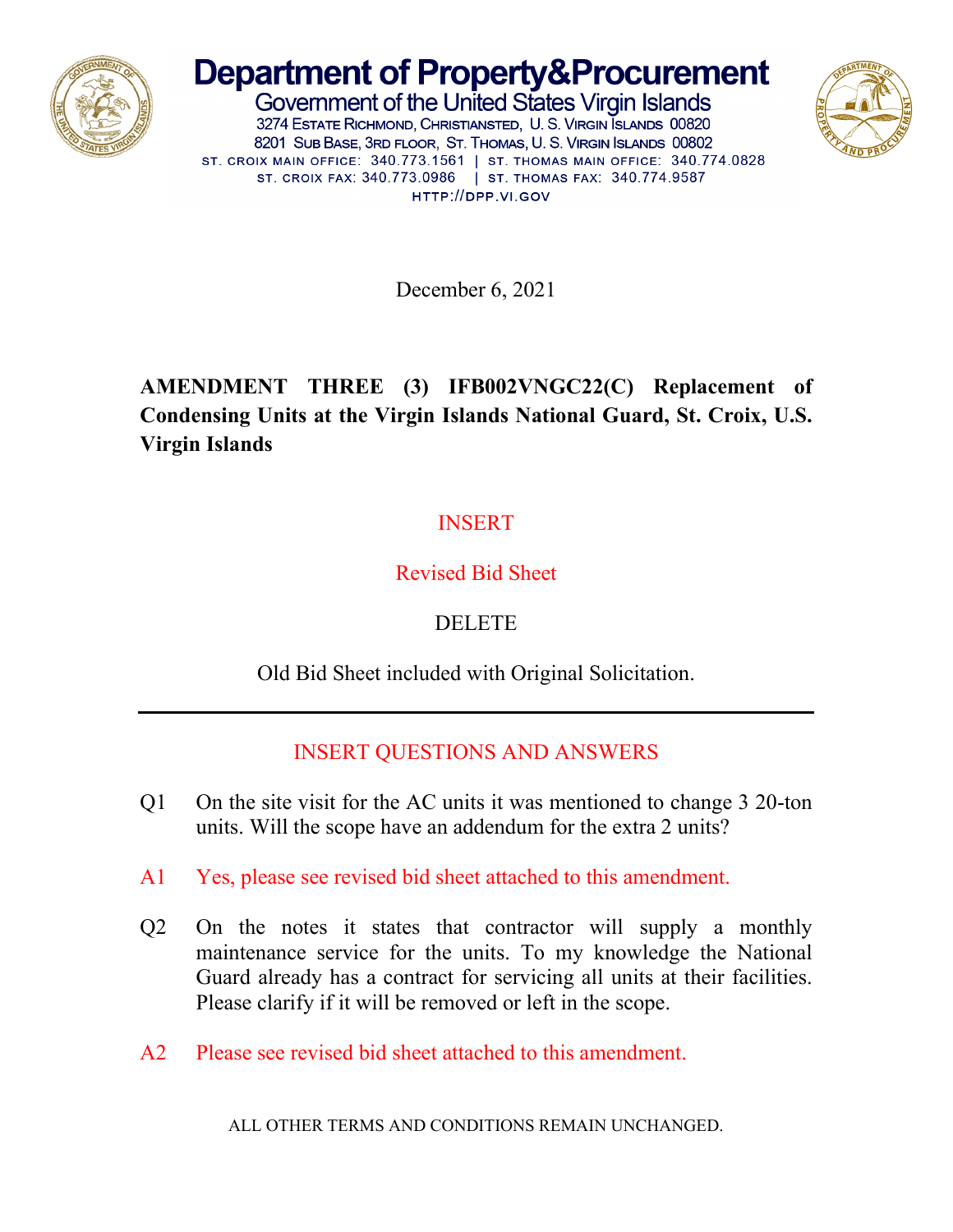# Department of Property&Procurement

Government of the United States Virgin Islands

3274 Estate Richmond, Christiansted, U. S. Virgin Islands 00820
8201 Sub Base, 3rd floor, St. Thomas, U. S. Virgin Islands 00802
ST. CROIX MAIN OFFICE: 340.773.1561 | ST. THOMAS MAIN OFFICE: 340.774.0828
ST. CROIX FAX: 340.773.0986 | ST. THOMAS FAX: 340.774.9587
HTTP://DPP.VI.GOV

December 6, 2021

**AMENDMENT THREE (3) IFB002VNGC22(C) Replacement of Condensing Units at the Virgin Islands National Guard, St. Croix, U.S. Virgin Islands**

INSERT

Revised Bid Sheet

DELETE

Old Bid Sheet included with Original Solicitation.

---

INSERT QUESTIONS AND ANSWERS

Q1 On the site visit for the AC units it was mentioned to change 3 20-ton units. Will the scope have an addendum for the extra 2 units?

A1 Yes, please see revised bid sheet attached to this amendment.

Q2 On the notes it states that contractor will supply a monthly maintenance service for the units. To my knowledge the National Guard already has a contract for servicing all units at their facilities. Please clarify if it will be removed or left in the scope.

A2 Please see revised bid sheet attached to this amendment.

ALL OTHER TERMS AND CONDITIONS REMAIN UNCHANGED.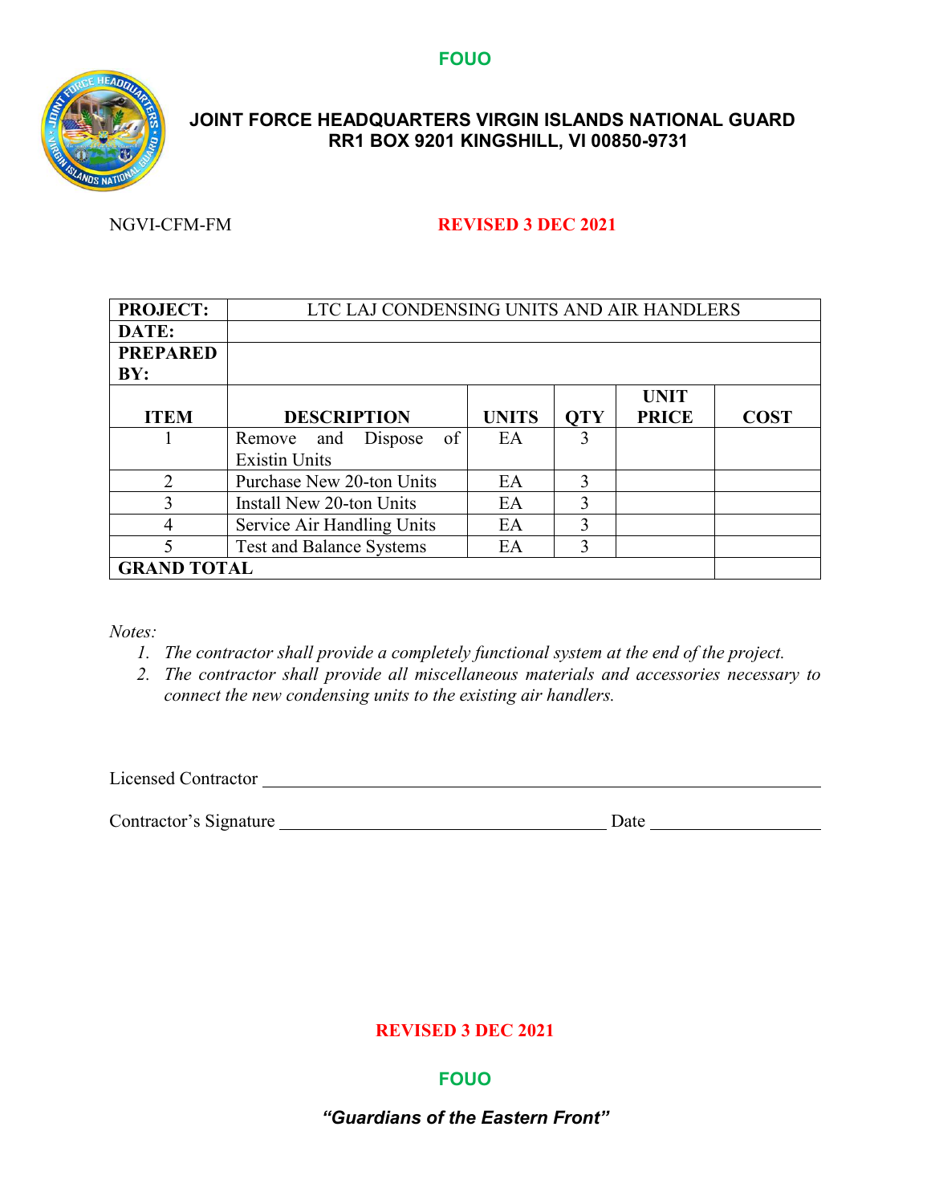**FOUO**

**JOINT FORCE HEADQUARTERS VIRGIN ISLANDS NATIONAL GUARD**
**RR1 BOX 9201 KINGSHILL, VI 00850-9731**

NGVI-CFM-FM **REVISED 3 DEC 2021**

| **PROJECT:** | LTC LAJ CONDENSING UNITS AND AIR HANDLERS | | | | |
|---|---|---|---|---|---|
| **DATE:** | | | | | |
| **PREPARED BY:** | | | | | |
| **ITEM** | **DESCRIPTION** | **UNITS** | **QTY** | **UNIT PRICE** | **COST** |
| 1 | Remove and Dispose of Existin Units | EA | 3 | | |
| 2 | Purchase New 20-ton Units | EA | 3 | | |
| 3 | Install New 20-ton Units | EA | 3 | | |
| 4 | Service Air Handling Units | EA | 3 | | |
| 5 | Test and Balance Systems | EA | 3 | | |
| **GRAND TOTAL** | | | | | |

*Notes:*

1. *The contractor shall provide a completely functional system at the end of the project.*
2. *The contractor shall provide all miscellaneous materials and accessories necessary to connect the new condensing units to the existing air handlers.*

Licensed Contractor ______________________________________________

Contractor's Signature ______________________________ Date ______________

**REVISED 3 DEC 2021**

**FOUO**

***"Guardians of the Eastern Front"***